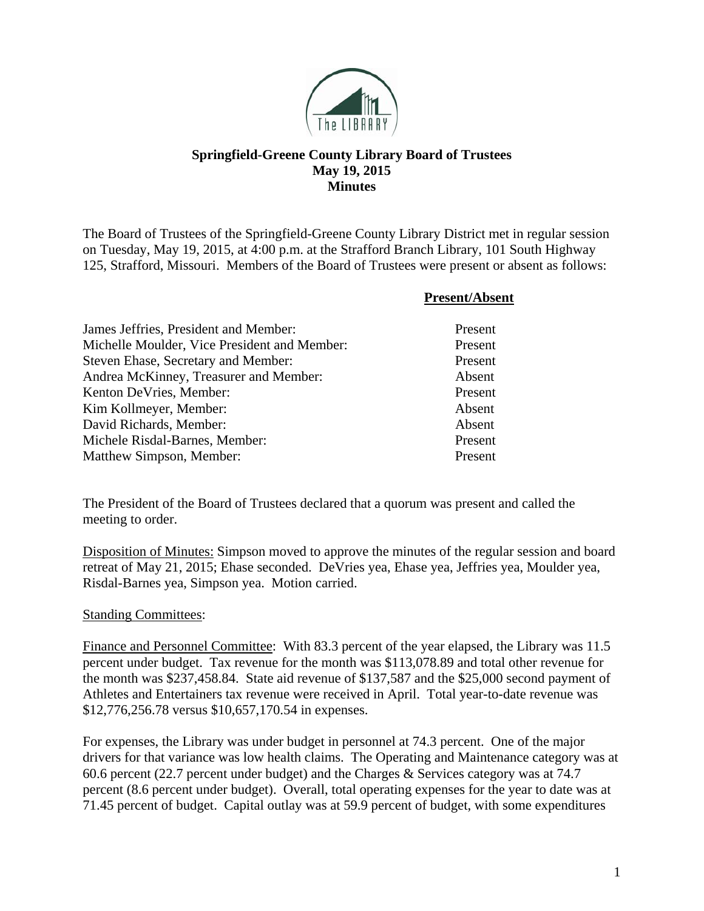**Springfield-Greene County Library Board of Trustees**
**May 19, 2015**
**Minutes**

The Board of Trustees of the Springfield-Greene County Library District met in regular session on Tuesday, May 19, 2015, at 4:00 p.m. at the Strafford Branch Library, 101 South Highway 125, Strafford, Missouri. Members of the Board of Trustees were present or absent as follows:

| | **Present/Absent** |
|---|---|
| James Jeffries, President and Member: | Present |
| Michelle Moulder, Vice President and Member: | Present |
| Steven Ehase, Secretary and Member: | Present |
| Andrea McKinney, Treasurer and Member: | Absent |
| Kenton DeVries, Member: | Present |
| Kim Kollmeyer, Member: | Absent |
| David Richards, Member: | Absent |
| Michele Risdal-Barnes, Member: | Present |
| Matthew Simpson, Member: | Present |

The President of the Board of Trustees declared that a quorum was present and called the meeting to order.

Disposition of Minutes: Simpson moved to approve the minutes of the regular session and board retreat of May 21, 2015; Ehase seconded. DeVries yea, Ehase yea, Jeffries yea, Moulder yea, Risdal-Barnes yea, Simpson yea. Motion carried.

Standing Committees:

Finance and Personnel Committee: With 83.3 percent of the year elapsed, the Library was 11.5 percent under budget. Tax revenue for the month was $113,078.89 and total other revenue for the month was $237,458.84. State aid revenue of $137,587 and the $25,000 second payment of Athletes and Entertainers tax revenue were received in April. Total year-to-date revenue was $12,776,256.78 versus $10,657,170.54 in expenses.

For expenses, the Library was under budget in personnel at 74.3 percent. One of the major drivers for that variance was low health claims. The Operating and Maintenance category was at 60.6 percent (22.7 percent under budget) and the Charges & Services category was at 74.7 percent (8.6 percent under budget). Overall, total operating expenses for the year to date was at 71.45 percent of budget. Capital outlay was at 59.9 percent of budget, with some expenditures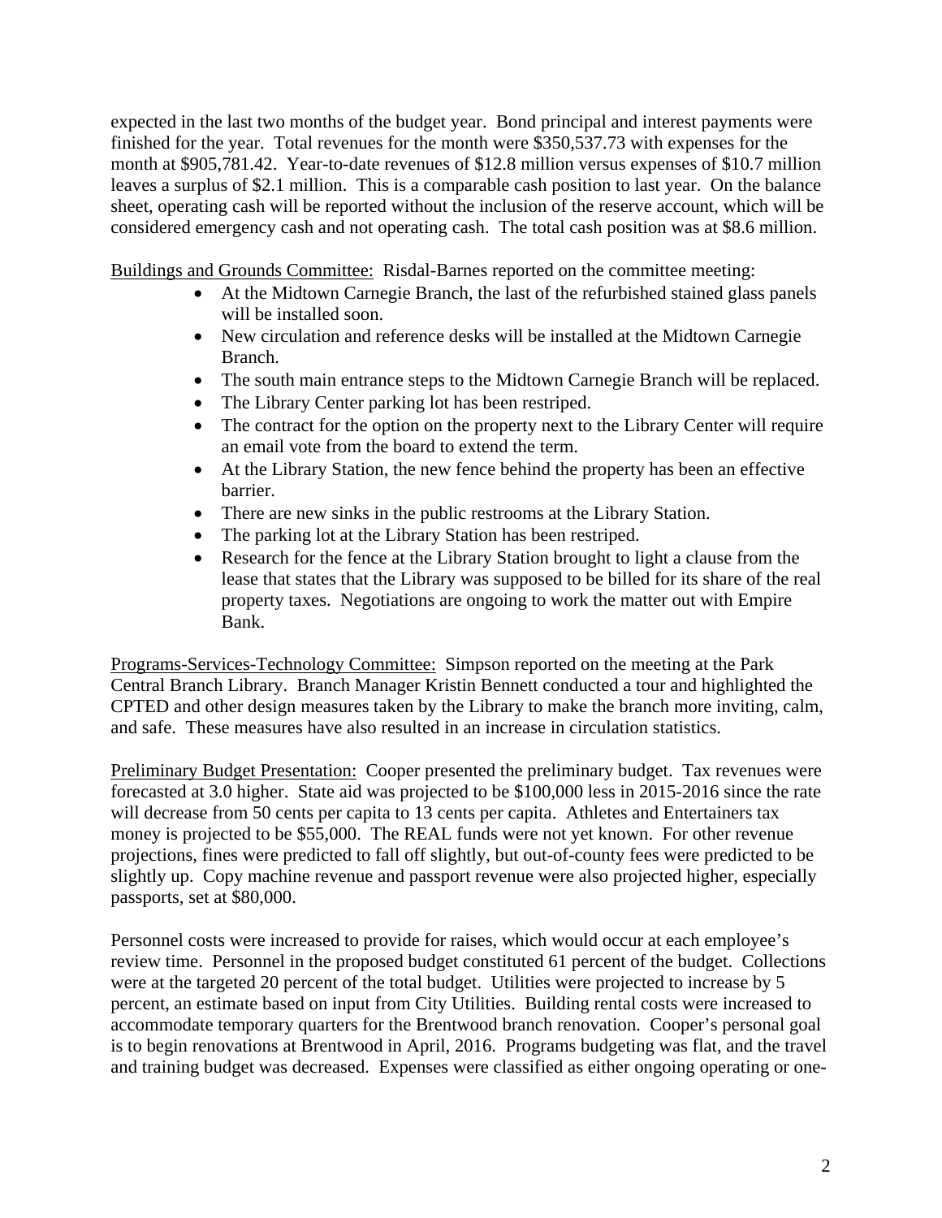expected in the last two months of the budget year. Bond principal and interest payments were finished for the year. Total revenues for the month were $350,537.73 with expenses for the month at $905,781.42. Year-to-date revenues of $12.8 million versus expenses of $10.7 million leaves a surplus of $2.1 million. This is a comparable cash position to last year. On the balance sheet, operating cash will be reported without the inclusion of the reserve account, which will be considered emergency cash and not operating cash. The total cash position was at $8.6 million.

Buildings and Grounds Committee: Risdal-Barnes reported on the committee meeting:

- At the Midtown Carnegie Branch, the last of the refurbished stained glass panels will be installed soon.
- New circulation and reference desks will be installed at the Midtown Carnegie Branch.
- The south main entrance steps to the Midtown Carnegie Branch will be replaced.
- The Library Center parking lot has been restriped.
- The contract for the option on the property next to the Library Center will require an email vote from the board to extend the term.
- At the Library Station, the new fence behind the property has been an effective barrier.
- There are new sinks in the public restrooms at the Library Station.
- The parking lot at the Library Station has been restriped.
- Research for the fence at the Library Station brought to light a clause from the lease that states that the Library was supposed to be billed for its share of the real property taxes. Negotiations are ongoing to work the matter out with Empire Bank.

Programs-Services-Technology Committee: Simpson reported on the meeting at the Park Central Branch Library. Branch Manager Kristin Bennett conducted a tour and highlighted the CPTED and other design measures taken by the Library to make the branch more inviting, calm, and safe. These measures have also resulted in an increase in circulation statistics.

Preliminary Budget Presentation: Cooper presented the preliminary budget. Tax revenues were forecasted at 3.0 higher. State aid was projected to be $100,000 less in 2015-2016 since the rate will decrease from 50 cents per capita to 13 cents per capita. Athletes and Entertainers tax money is projected to be $55,000. The REAL funds were not yet known. For other revenue projections, fines were predicted to fall off slightly, but out-of-county fees were predicted to be slightly up. Copy machine revenue and passport revenue were also projected higher, especially passports, set at $80,000.

Personnel costs were increased to provide for raises, which would occur at each employee's review time. Personnel in the proposed budget constituted 61 percent of the budget. Collections were at the targeted 20 percent of the total budget. Utilities were projected to increase by 5 percent, an estimate based on input from City Utilities. Building rental costs were increased to accommodate temporary quarters for the Brentwood branch renovation. Cooper's personal goal is to begin renovations at Brentwood in April, 2016. Programs budgeting was flat, and the travel and training budget was decreased. Expenses were classified as either ongoing operating or one-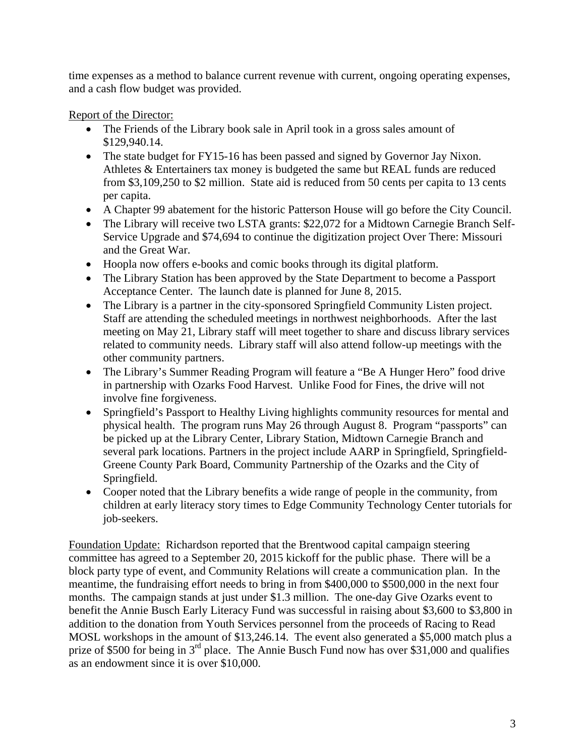time expenses as a method to balance current revenue with current, ongoing operating expenses, and a cash flow budget was provided.

Report of the Director:

- The Friends of the Library book sale in April took in a gross sales amount of $129,940.14.
- The state budget for FY15-16 has been passed and signed by Governor Jay Nixon. Athletes & Entertainers tax money is budgeted the same but REAL funds are reduced from $3,109,250 to $2 million. State aid is reduced from 50 cents per capita to 13 cents per capita.
- A Chapter 99 abatement for the historic Patterson House will go before the City Council.
- The Library will receive two LSTA grants: $22,072 for a Midtown Carnegie Branch Self-Service Upgrade and $74,694 to continue the digitization project Over There: Missouri and the Great War.
- Hoopla now offers e-books and comic books through its digital platform.
- The Library Station has been approved by the State Department to become a Passport Acceptance Center. The launch date is planned for June 8, 2015.
- The Library is a partner in the city-sponsored Springfield Community Listen project. Staff are attending the scheduled meetings in northwest neighborhoods. After the last meeting on May 21, Library staff will meet together to share and discuss library services related to community needs. Library staff will also attend follow-up meetings with the other community partners.
- The Library's Summer Reading Program will feature a "Be A Hunger Hero" food drive in partnership with Ozarks Food Harvest. Unlike Food for Fines, the drive will not involve fine forgiveness.
- Springfield's Passport to Healthy Living highlights community resources for mental and physical health. The program runs May 26 through August 8. Program "passports" can be picked up at the Library Center, Library Station, Midtown Carnegie Branch and several park locations. Partners in the project include AARP in Springfield, Springfield-Greene County Park Board, Community Partnership of the Ozarks and the City of Springfield.
- Cooper noted that the Library benefits a wide range of people in the community, from children at early literacy story times to Edge Community Technology Center tutorials for job-seekers.

Foundation Update: Richardson reported that the Brentwood capital campaign steering committee has agreed to a September 20, 2015 kickoff for the public phase. There will be a block party type of event, and Community Relations will create a communication plan. In the meantime, the fundraising effort needs to bring in from $400,000 to $500,000 in the next four months. The campaign stands at just under $1.3 million. The one-day Give Ozarks event to benefit the Annie Busch Early Literacy Fund was successful in raising about $3,600 to $3,800 in addition to the donation from Youth Services personnel from the proceeds of Racing to Read MOSL workshops in the amount of $13,246.14. The event also generated a $5,000 match plus a prize of $500 for being in 3rd place. The Annie Busch Fund now has over $31,000 and qualifies as an endowment since it is over $10,000.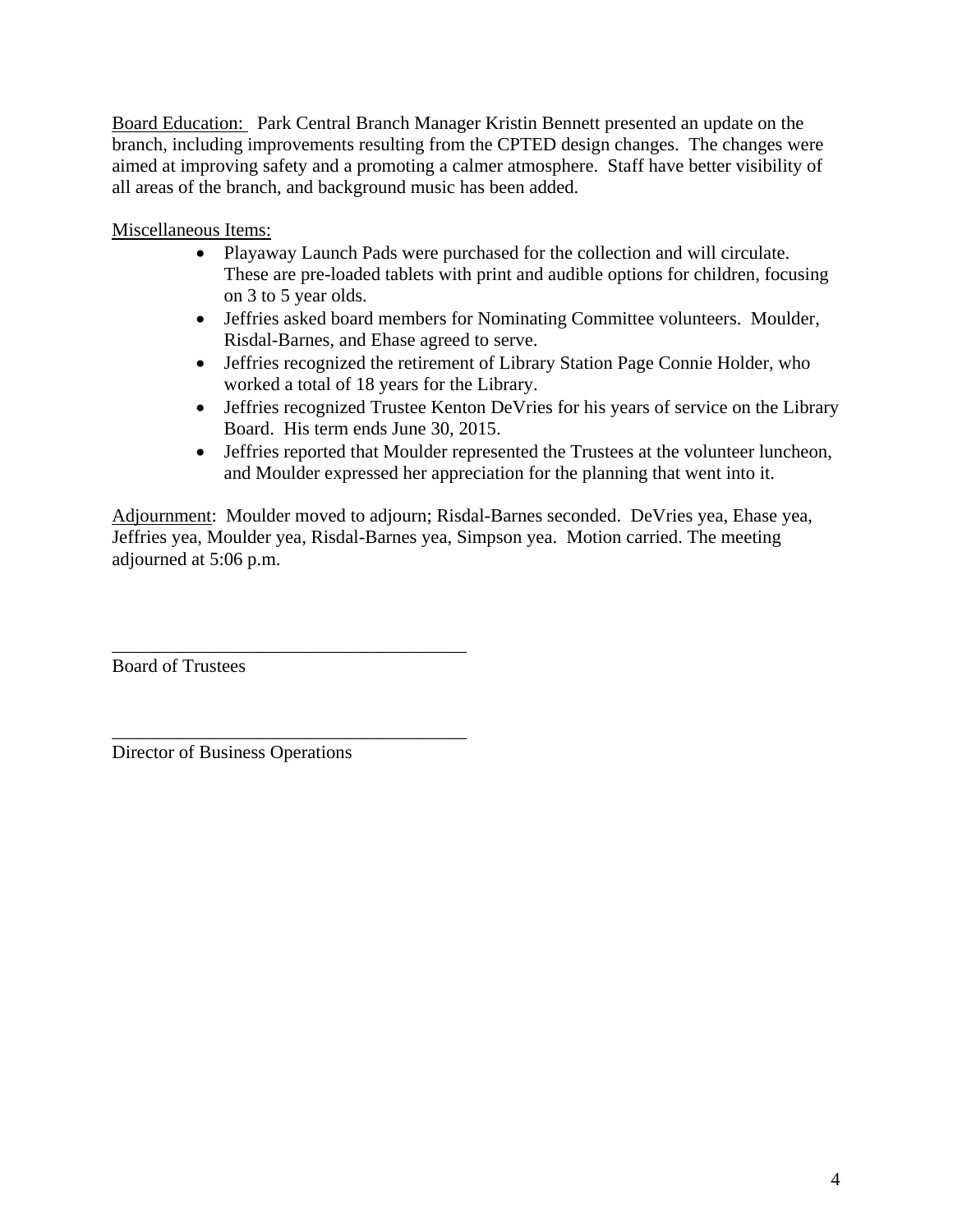<u>Board Education:</u> Park Central Branch Manager Kristin Bennett presented an update on the branch, including improvements resulting from the CPTED design changes. The changes were aimed at improving safety and a promoting a calmer atmosphere. Staff have better visibility of all areas of the branch, and background music has been added.

<u>Miscellaneous Items:</u>

- Playaway Launch Pads were purchased for the collection and will circulate. These are pre-loaded tablets with print and audible options for children, focusing on 3 to 5 year olds.
- Jeffries asked board members for Nominating Committee volunteers. Moulder, Risdal-Barnes, and Ehase agreed to serve.
- Jeffries recognized the retirement of Library Station Page Connie Holder, who worked a total of 18 years for the Library.
- Jeffries recognized Trustee Kenton DeVries for his years of service on the Library Board. His term ends June 30, 2015.
- Jeffries reported that Moulder represented the Trustees at the volunteer luncheon, and Moulder expressed her appreciation for the planning that went into it.

<u>Adjournment</u>: Moulder moved to adjourn; Risdal-Barnes seconded. DeVries yea, Ehase yea, Jeffries yea, Moulder yea, Risdal-Barnes yea, Simpson yea. Motion carried. The meeting adjourned at 5:06 p.m.

\_\_\_\_\_\_\_\_\_\_\_\_\_\_\_\_\_\_\_\_\_\_\_\_\_\_\_\_\_\_\_\_\_\_\_\_\_\_\_
Board of Trustees

\_\_\_\_\_\_\_\_\_\_\_\_\_\_\_\_\_\_\_\_\_\_\_\_\_\_\_\_\_\_\_\_\_\_\_\_\_\_\_
Director of Business Operations